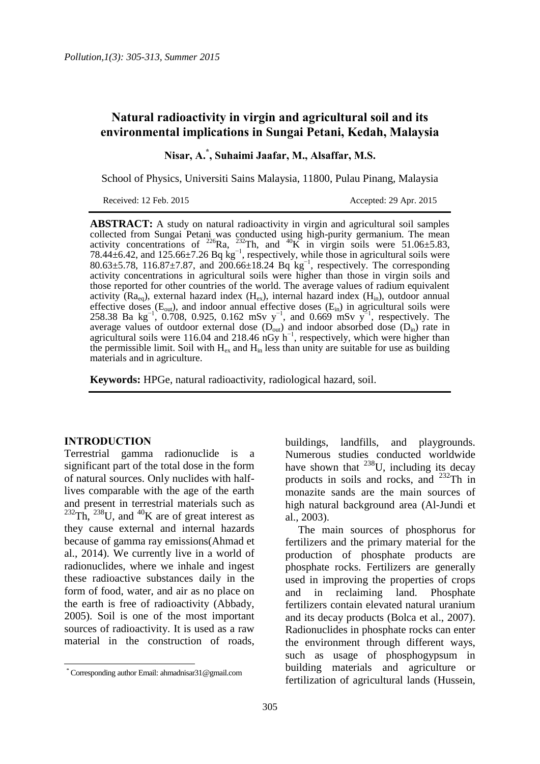# Natural radioactivity in virgin and agricultural soil and its environmental implications in Sungai Petani, Kedah, Malaysia

**Nisar, A.[*], Suhaimi Jaafar, M., Alsaffar, M.S.**

School of Physics, Universiti Sains Malaysia, 11800, Pulau Pinang, Malaysia

Received: 12 Feb. 2015 Accepted: 29 Apr. 2015

**ABSTRACT:** A study on natural radioactivity in virgin and agricultural soil samples collected from Sungai Petani was conducted using high-purity germanium. The mean activity concentrations of $^{226}$Ra, $^{232}$Th, and $^{40}$K in virgin soils were 51.06±5.83, 78.44±6.42, and 125.66±7.26 Bq kg$^{-1}$, respectively, while those in agricultural soils were 80.63±5.78, 116.87±7.87, and 200.66±18.24 Bq kg$^{-1}$, respectively. The corresponding activity concentrations in agricultural soils were higher than those in virgin soils and those reported for other countries of the world. The average values of radium equivalent activity ($Ra_{eq}$), external hazard index ($H_{ex}$), internal hazard index ($H_{in}$), outdoor annual effective doses ($E_{out}$), and indoor annual effective doses ($E_{in}$) in agricultural soils were 258.38 Ba kg$^{-1}$, 0.708, 0.925, 0.162 mSv y$^{-1}$, and 0.669 mSv y$^{-1}$, respectively. The average values of outdoor external dose ($D_{out}$) and indoor absorbed dose ($D_{in}$) rate in agricultural soils were 116.04 and 218.46 nGy h$^{-1}$, respectively, which were higher than the permissible limit. Soil with $H_{ex}$ and $H_{in}$ less than unity are suitable for use as building materials and in agriculture.

**Keywords:** HPGe, natural radioactivity, radiological hazard, soil.

## INTRODUCTION

Terrestrial gamma radionuclide is a significant part of the total dose in the form of natural sources. Only nuclides with half-lives comparable with the age of the earth and present in terrestrial materials such as $^{232}$Th, $^{238}$U, and $^{40}$K are of great interest as they cause external and internal hazards because of gamma ray emissions(Ahmad et al., 2014). We currently live in a world of radionuclides, where we inhale and ingest these radioactive substances daily in the form of food, water, and air as no place on the earth is free of radioactivity (Abbady, 2005). Soil is one of the most important sources of radioactivity. It is used as a raw material in the construction of roads, buildings, landfills, and playgrounds. Numerous studies conducted worldwide have shown that $^{238}$U, including its decay products in soils and rocks, and $^{232}$Th in monazite sands are the main sources of high natural background area (Al-Jundi et al., 2003).

The main sources of phosphorus for fertilizers and the primary material for the production of phosphate products are phosphate rocks. Fertilizers are generally used in improving the properties of crops and in reclaiming land. Phosphate fertilizers contain elevated natural uranium and its decay products (Bolca et al., 2007). Radionuclides in phosphate rocks can enter the environment through different ways, such as usage of phosphogypsum in building materials and agriculture or fertilization of agricultural lands (Hussein,

[*] Corresponding author Email: ahmadnisar31@gmail.com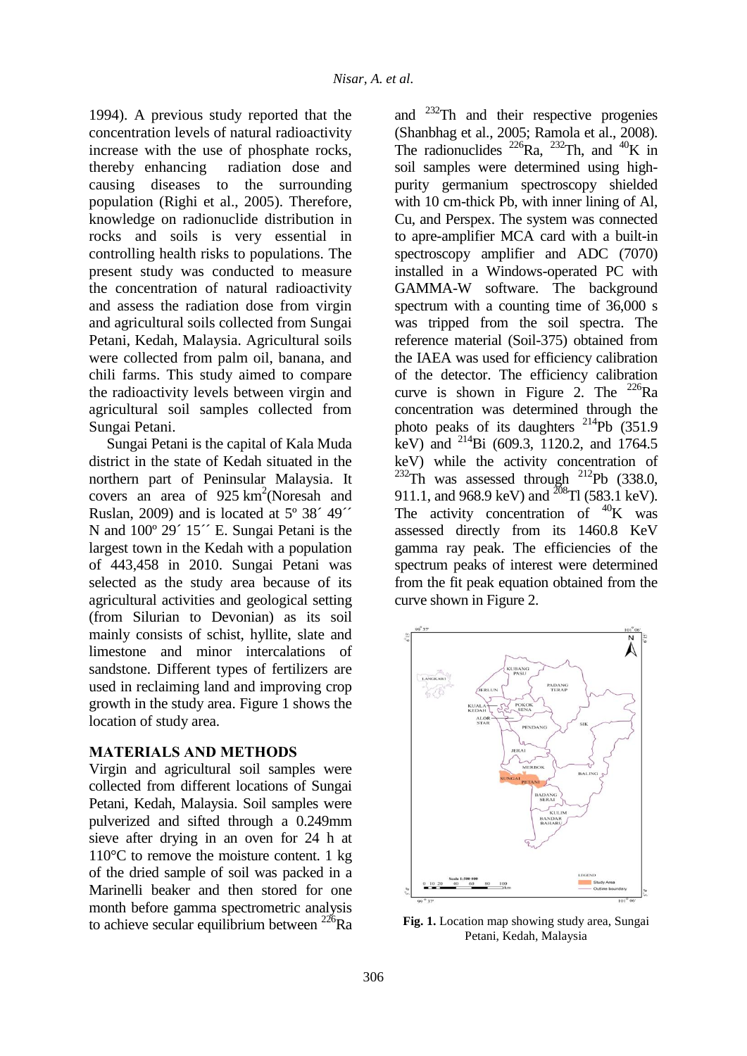1994). A previous study reported that the concentration levels of natural radioactivity increase with the use of phosphate rocks, thereby enhancing radiation dose and causing diseases to the surrounding population (Righi et al., 2005). Therefore, knowledge on radionuclide distribution in rocks and soils is very essential in controlling health risks to populations. The present study was conducted to measure the concentration of natural radioactivity and assess the radiation dose from virgin and agricultural soils collected from Sungai Petani, Kedah, Malaysia. Agricultural soils were collected from palm oil, banana, and chili farms. This study aimed to compare the radioactivity levels between virgin and agricultural soil samples collected from Sungai Petani.

Sungai Petani is the capital of Kala Muda district in the state of Kedah situated in the northern part of Peninsular Malaysia. It covers an area of 925 $km^2$(Noresah and Ruslan, 2009) and is located at 5º 38´ 49´´ N and 100º 29´ 15´´ E. Sungai Petani is the largest town in the Kedah with a population of 443,458 in 2010. Sungai Petani was selected as the study area because of its agricultural activities and geological setting (from Silurian to Devonian) as its soil mainly consists of schist, hyllite, slate and limestone and minor intercalations of sandstone. Different types of fertilizers are used in reclaiming land and improving crop growth in the study area. Figure 1 shows the location of study area.

## MATERIALS AND METHODS

Virgin and agricultural soil samples were collected from different locations of Sungai Petani, Kedah, Malaysia. Soil samples were pulverized and sifted through a 0.249mm sieve after drying in an oven for 24 h at 110°C to remove the moisture content. 1 kg of the dried sample of soil was packed in a Marinelli beaker and then stored for one month before gamma spectrometric analysis to achieve secular equilibrium between $^{226}$Ra and $^{232}$Th and their respective progenies (Shanbhag et al., 2005; Ramola et al., 2008). The radionuclides $^{226}$Ra, $^{232}$Th, and $^{40}$K in soil samples were determined using high-purity germanium spectroscopy shielded with 10 cm-thick Pb, with inner lining of Al, Cu, and Perspex. The system was connected to apre-amplifier MCA card with a built-in spectroscopy amplifier and ADC (7070) installed in a Windows-operated PC with GAMMA-W software. The background spectrum with a counting time of 36,000 s was tripped from the soil spectra. The reference material (Soil-375) obtained from the IAEA was used for efficiency calibration of the detector. The efficiency calibration curve is shown in Figure 2. The $^{226}$Ra concentration was determined through the photo peaks of its daughters $^{214}$Pb (351.9 keV) and $^{214}$Bi (609.3, 1120.2, and 1764.5 keV) while the activity concentration of $^{232}$Th was assessed through $^{212}$Pb (338.0, 911.1, and 968.9 keV) and $^{208}$Tl (583.1 keV). The activity concentration of $^{40}$K was assessed directly from its 1460.8 KeV gamma ray peak. The efficiencies of the spectrum peaks of interest were determined from the fit peak equation obtained from the curve shown in Figure 2.

**Fig. 1.** Location map showing study area, Sungai Petani, Kedah, Malaysia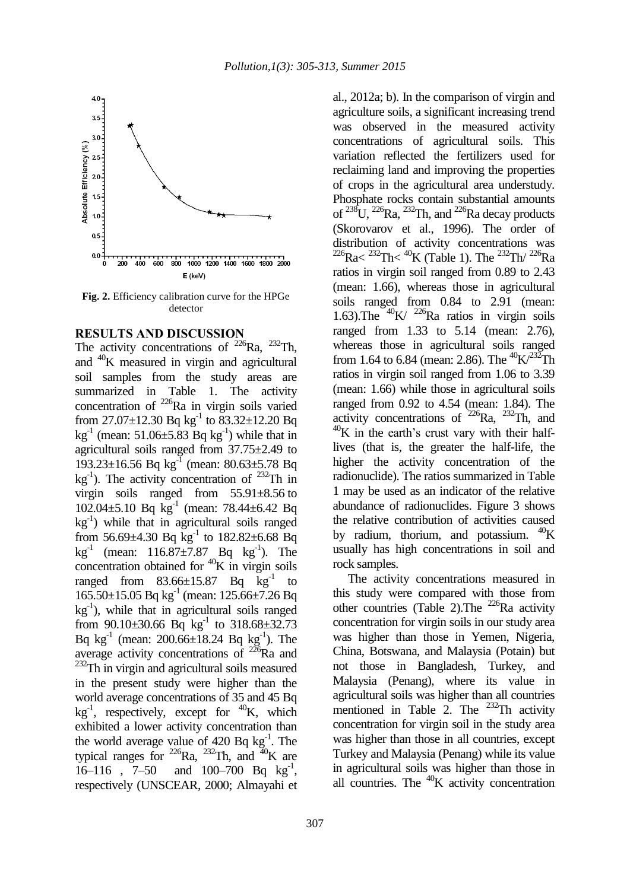**Fig. 2.** Efficiency calibration curve for the HPGe detector

## RESULTS AND DISCUSSION

The activity concentrations of $^{226}$Ra, $^{232}$Th, and $^{40}$K measured in virgin and agricultural soil samples from the study areas are summarized in Table 1. The activity concentration of $^{226}$Ra in virgin soils varied from 27.07±12.30 Bq kg$^{-1}$ to 83.32±12.20 Bq kg$^{-1}$ (mean: 51.06±5.83 Bq kg$^{-1}$) while that in agricultural soils ranged from 37.75±2.49 to 193.23±16.56 Bq kg$^{-1}$ (mean: 80.63±5.78 Bq kg$^{-1}$). The activity concentration of $^{232}$Th in virgin soils ranged from 55.91±8.56 to 102.04±5.10 Bq kg$^{-1}$ (mean: 78.44±6.42 Bq kg$^{-1}$) while that in agricultural soils ranged from 56.69±4.30 Bq kg$^{-1}$ to 182.82±6.68 Bq kg$^{-1}$ (mean: 116.87±7.87 Bq kg$^{-1}$). The concentration obtained for $^{40}$K in virgin soils ranged from 83.66±15.87 Bq kg$^{-1}$ to 165.50±15.05 Bq kg$^{-1}$ (mean: 125.66±7.26 Bq kg$^{-1}$), while that in agricultural soils ranged from 90.10±30.66 Bq kg$^{-1}$ to 318.68±32.73 Bq kg$^{-1}$ (mean: 200.66±18.24 Bq kg$^{-1}$). The average activity concentrations of $^{226}$Ra and $^{232}$Th in virgin and agricultural soils measured in the present study were higher than the world average concentrations of 35 and 45 Bq kg$^{-1}$, respectively, except for $^{40}$K, which exhibited a lower activity concentration than the world average value of 420 Bq kg$^{-1}$. The typical ranges for $^{226}$Ra, $^{232}$Th, and $^{40}$K are 16–116 , 7–50 and 100–700 Bq kg$^{-1}$, respectively (UNSCEAR, 2000; Almayahi et al., 2012a; b). In the comparison of virgin and agriculture soils, a significant increasing trend was observed in the measured activity concentrations of agricultural soils. This variation reflected the fertilizers used for reclaiming land and improving the properties of crops in the agricultural area understudy. Phosphate rocks contain substantial amounts of $^{238}$U, $^{226}$Ra, $^{232}$Th, and $^{226}$Ra decay products (Skorovarov et al., 1996). The order of distribution of activity concentrations was $^{226}$Ra< $^{232}$Th< $^{40}$K (Table 1). The $^{232}$Th/ $^{226}$Ra ratios in virgin soil ranged from 0.89 to 2.43 (mean: 1.66), whereas those in agricultural soils ranged from 0.84 to 2.91 (mean: 1.63).The $^{40}$K/ $^{226}$Ra ratios in virgin soils ranged from 1.33 to 5.14 (mean: 2.76), whereas those in agricultural soils ranged from 1.64 to 6.84 (mean: 2.86). The $^{40}$K/$^{232}$Th ratios in virgin soil ranged from 1.06 to 3.39 (mean: 1.66) while those in agricultural soils ranged from 0.92 to 4.54 (mean: 1.84). The activity concentrations of $^{226}$Ra, $^{232}$Th, and $^{40}$K in the earth's crust vary with their half-lives (that is, the greater the half-life, the higher the activity concentration of the radionuclide). The ratios summarized in Table 1 may be used as an indicator of the relative abundance of radionuclides. Figure 3 shows the relative contribution of activities caused by radium, thorium, and potassium. $^{40}$K usually has high concentrations in soil and rock samples.

The activity concentrations measured in this study were compared with those from other countries (Table 2).The $^{226}$Ra activity concentration for virgin soils in our study area was higher than those in Yemen, Nigeria, China, Botswana, and Malaysia (Potain) but not those in Bangladesh, Turkey, and Malaysia (Penang), where its value in agricultural soils was higher than all countries mentioned in Table 2. The $^{232}$Th activity concentration for virgin soil in the study area was higher than those in all countries, except Turkey and Malaysia (Penang) while its value in agricultural soils was higher than those in all countries. The $^{40}$K activity concentration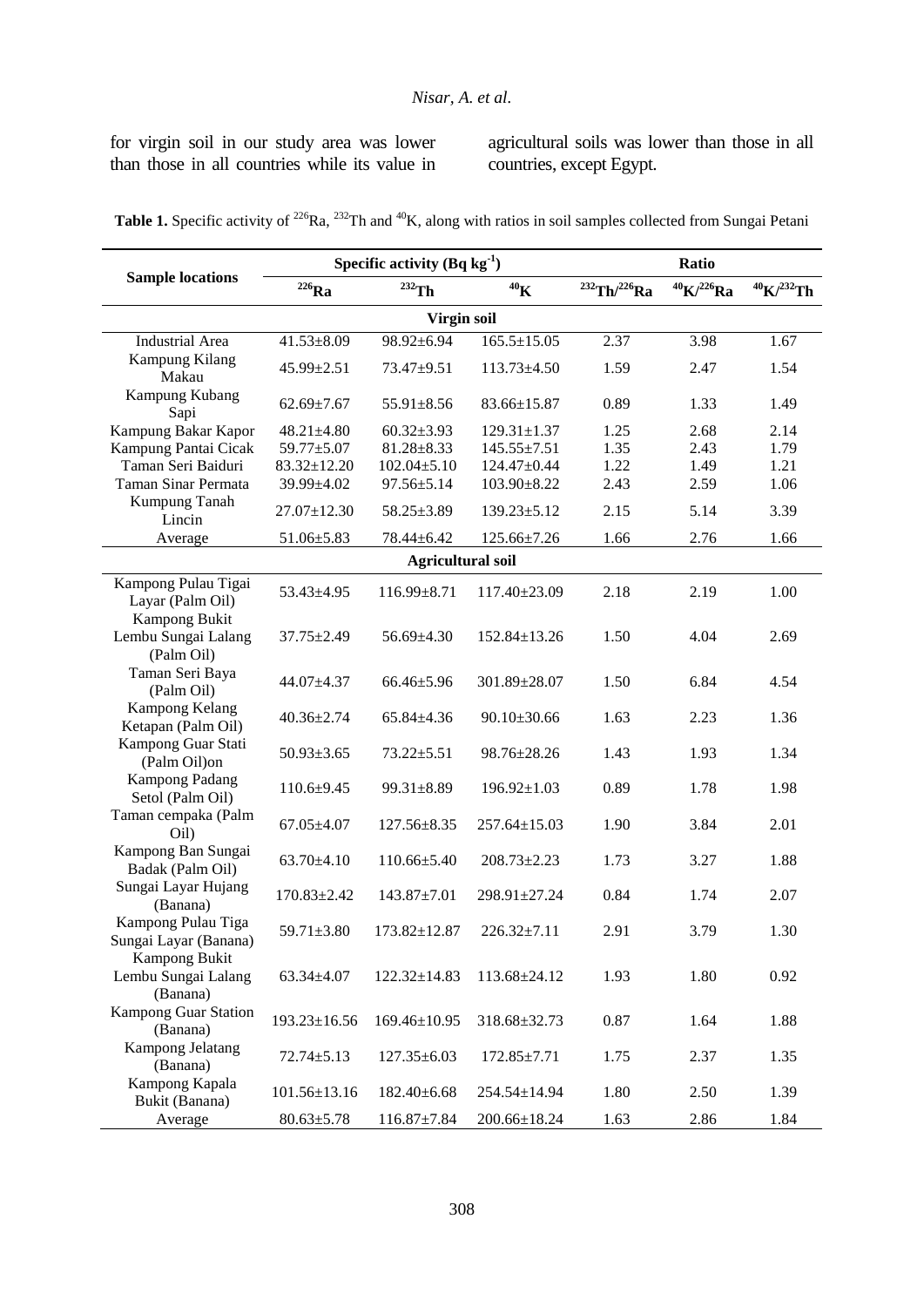for virgin soil in our study area was lower than those in all countries while its value in agricultural soils was lower than those in all countries, except Egypt.

**Table 1.** Specific activity of $^{226}$Ra, $^{232}$Th and $^{40}$K, along with ratios in soil samples collected from Sungai Petani

| Sample locations | Specific activity (Bq kg$^{-1}$) | | | Ratio | | |
|---|---|---|---|---|---|---|
| | $^{226}$Ra | $^{232}$Th | $^{40}$K | $^{232}$Th/$^{226}$Ra | $^{40}$K/$^{226}$Ra | $^{40}$K/$^{232}$Th |
| **Virgin soil** | | | | | | |
| Industrial Area | 41.53±8.09 | 98.92±6.94 | 165.5±15.05 | 2.37 | 3.98 | 1.67 |
| Kampung Kilang Makau | 45.99±2.51 | 73.47±9.51 | 113.73±4.50 | 1.59 | 2.47 | 1.54 |
| Kampung Kubang Sapi | 62.69±7.67 | 55.91±8.56 | 83.66±15.87 | 0.89 | 1.33 | 1.49 |
| Kampung Bakar Kapor | 48.21±4.80 | 60.32±3.93 | 129.31±1.37 | 1.25 | 2.68 | 2.14 |
| Kampung Pantai Cicak | 59.77±5.07 | 81.28±8.33 | 145.55±7.51 | 1.35 | 2.43 | 1.79 |
| Taman Seri Baiduri | 83.32±12.20 | 102.04±5.10 | 124.47±0.44 | 1.22 | 1.49 | 1.21 |
| Taman Sinar Permata | 39.99±4.02 | 97.56±5.14 | 103.90±8.22 | 2.43 | 2.59 | 1.06 |
| Kumpung Tanah Lincin | 27.07±12.30 | 58.25±3.89 | 139.23±5.12 | 2.15 | 5.14 | 3.39 |
| Average | 51.06±5.83 | 78.44±6.42 | 125.66±7.26 | 1.66 | 2.76 | 1.66 |
| **Agricultural soil** | | | | | | |
| Kampong Pulau Tigai Layar (Palm Oil) | 53.43±4.95 | 116.99±8.71 | 117.40±23.09 | 2.18 | 2.19 | 1.00 |
| Kampong Bukit Lembu Sungai Lalang (Palm Oil) | 37.75±2.49 | 56.69±4.30 | 152.84±13.26 | 1.50 | 4.04 | 2.69 |
| Taman Seri Baya (Palm Oil) | 44.07±4.37 | 66.46±5.96 | 301.89±28.07 | 1.50 | 6.84 | 4.54 |
| Kampong Kelang Ketapan (Palm Oil) | 40.36±2.74 | 65.84±4.36 | 90.10±30.66 | 1.63 | 2.23 | 1.36 |
| Kampong Guar Stati (Palm Oil)on | 50.93±3.65 | 73.22±5.51 | 98.76±28.26 | 1.43 | 1.93 | 1.34 |
| Kampong Padang Setol (Palm Oil) | 110.6±9.45 | 99.31±8.89 | 196.92±1.03 | 0.89 | 1.78 | 1.98 |
| Taman cempaka (Palm Oil) | 67.05±4.07 | 127.56±8.35 | 257.64±15.03 | 1.90 | 3.84 | 2.01 |
| Kampong Ban Sungai Badak (Palm Oil) | 63.70±4.10 | 110.66±5.40 | 208.73±2.23 | 1.73 | 3.27 | 1.88 |
| Sungai Layar Hujang (Banana) | 170.83±2.42 | 143.87±7.01 | 298.91±27.24 | 0.84 | 1.74 | 2.07 |
| Kampong Pulau Tiga Sungai Layar (Banana) | 59.71±3.80 | 173.82±12.87 | 226.32±7.11 | 2.91 | 3.79 | 1.30 |
| Kampong Bukit Lembu Sungai Lalang (Banana) | 63.34±4.07 | 122.32±14.83 | 113.68±24.12 | 1.93 | 1.80 | 0.92 |
| Kampong Guar Station (Banana) | 193.23±16.56 | 169.46±10.95 | 318.68±32.73 | 0.87 | 1.64 | 1.88 |
| Kampong Jelatang (Banana) | 72.74±5.13 | 127.35±6.03 | 172.85±7.71 | 1.75 | 2.37 | 1.35 |
| Kampong Kapala Bukit (Banana) | 101.56±13.16 | 182.40±6.68 | 254.54±14.94 | 1.80 | 2.50 | 1.39 |
| Average | 80.63±5.78 | 116.87±7.84 | 200.66±18.24 | 1.63 | 2.86 | 1.84 |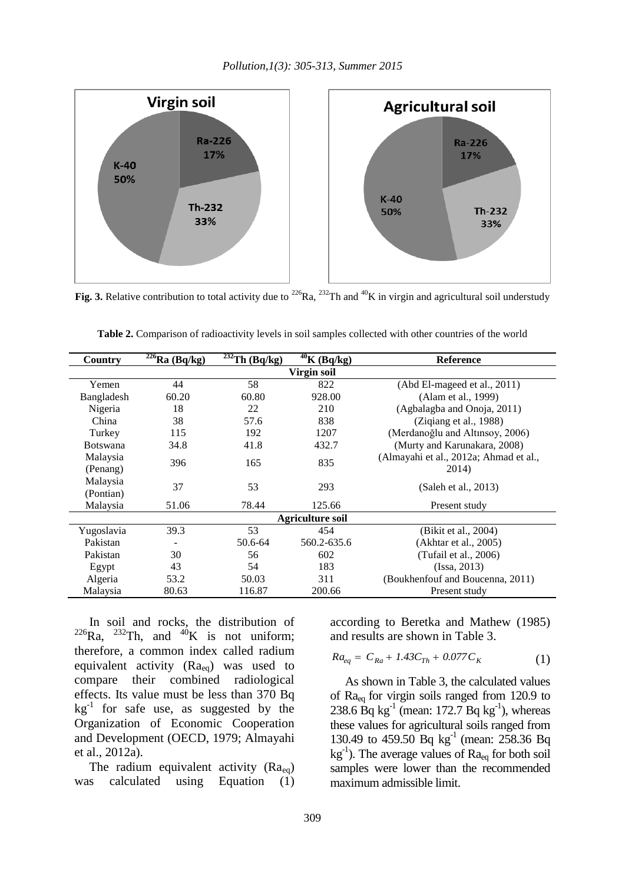**Fig. 3.** Relative contribution to total activity due to $^{226}Ra$, $^{232}Th$ and $^{40}K$ in virgin and agricultural soil understudy

**Table 2.** Comparison of radioactivity levels in soil samples collected with other countries of the world

| Country | $^{226}Ra$ (Bq/kg) | $^{232}Th$ (Bq/kg) | $^{40}K$ (Bq/kg) | Reference |
|---|---|---|---|---|
| **Virgin soil** | | | | |
| Yemen | 44 | 58 | 822 | (Abd El-mageed et al., 2011) |
| Bangladesh | 60.20 | 60.80 | 928.00 | (Alam et al., 1999) |
| Nigeria | 18 | 22 | 210 | (Agbalagba and Onoja, 2011) |
| China | 38 | 57.6 | 838 | (Ziqiang et al., 1988) |
| Turkey | 115 | 192 | 1207 | (Merdanoğlu and Altınsoy, 2006) |
| Botswana | 34.8 | 41.8 | 432.7 | (Murty and Karunakara, 2008) |
| Malaysia (Penang) | 396 | 165 | 835 | (Almayahi et al., 2012a; Ahmad et al., 2014) |
| Malaysia (Pontian) | 37 | 53 | 293 | (Saleh et al., 2013) |
| Malaysia | 51.06 | 78.44 | 125.66 | Present study |
| **Agriculture soil** | | | | |
| Yugoslavia | 39.3 | 53 | 454 | (Bikit et al., 2004) |
| Pakistan | - | 50.6-64 | 560.2-635.6 | (Akhtar et al., 2005) |
| Pakistan | 30 | 56 | 602 | (Tufail et al., 2006) |
| Egypt | 43 | 54 | 183 | (Issa, 2013) |
| Algeria | 53.2 | 50.03 | 311 | (Boukhenfouf and Boucenna, 2011) |
| Malaysia | 80.63 | 116.87 | 200.66 | Present study |

In soil and rocks, the distribution of $^{226}Ra$, $^{232}Th$, and $^{40}K$ is not uniform; therefore, a common index called radium equivalent activity ($Ra_{eq}$) was used to compare their combined radiological effects. Its value must be less than 370 Bq $kg^{-1}$ for safe use, as suggested by the Organization of Economic Cooperation and Development (OECD, 1979; Almayahi et al., 2012a).

The radium equivalent activity ($Ra_{eq}$) was calculated using Equation (1) according to Beretka and Mathew (1985) and results are shown in Table 3.

$$Ra_{eq} = C_{Ra} + 1.43C_{Th} + 0.077C_K \quad (1)$$

As shown in Table 3, the calculated values of $Ra_{eq}$ for virgin soils ranged from 120.9 to 238.6 Bq $kg^{-1}$ (mean: 172.7 Bq $kg^{-1}$), whereas these values for agricultural soils ranged from 130.49 to 459.50 Bq $kg^{-1}$ (mean: 258.36 Bq $kg^{-1}$). The average values of $Ra_{eq}$ for both soil samples were lower than the recommended maximum admissible limit.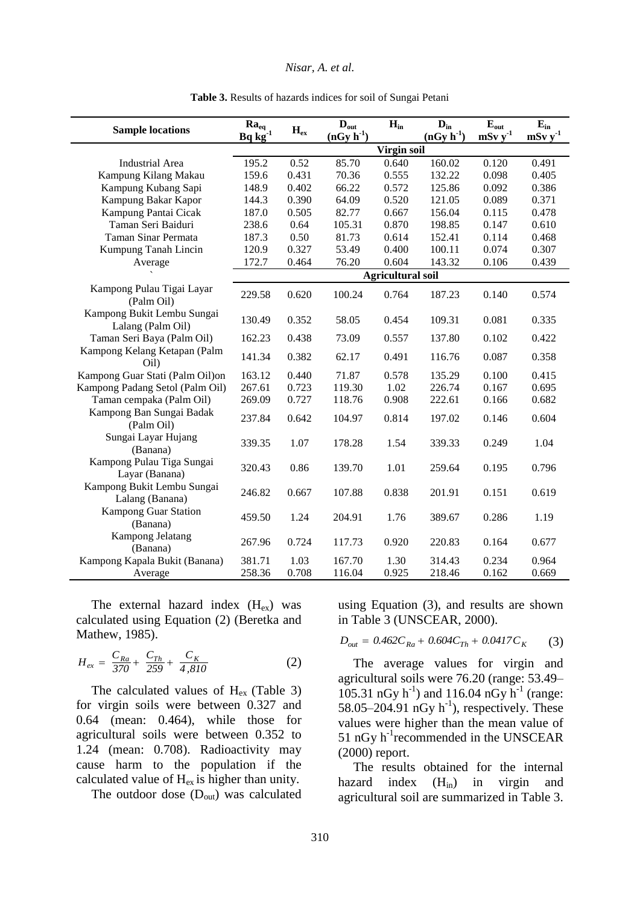**Table 3.** Results of hazards indices for soil of Sungai Petani

| Sample locations | $Ra_{eq}$ Bq kg$^{-1}$ | $H_{ex}$ | $D_{out}$ (nGy h$^{-1}$) | $H_{in}$ | $D_{in}$ (nGy h$^{-1}$) | $E_{out}$ mSv y$^{-1}$ | $E_{in}$ mSv y$^{-1}$ |
|---|---|---|---|---|---|---|---|
| | **Virgin soil** | | | | | | |
| Industrial Area | 195.2 | 0.52 | 85.70 | 0.640 | 160.02 | 0.120 | 0.491 |
| Kampung Kilang Makau | 159.6 | 0.431 | 70.36 | 0.555 | 132.22 | 0.098 | 0.405 |
| Kampung Kubang Sapi | 148.9 | 0.402 | 66.22 | 0.572 | 125.86 | 0.092 | 0.386 |
| Kampung Bakar Kapor | 144.3 | 0.390 | 64.09 | 0.520 | 121.05 | 0.089 | 0.371 |
| Kampung Pantai Cicak | 187.0 | 0.505 | 82.77 | 0.667 | 156.04 | 0.115 | 0.478 |
| Taman Seri Baiduri | 238.6 | 0.64 | 105.31 | 0.870 | 198.85 | 0.147 | 0.610 |
| Taman Sinar Permata | 187.3 | 0.50 | 81.73 | 0.614 | 152.41 | 0.114 | 0.468 |
| Kumpung Tanah Lincin | 120.9 | 0.327 | 53.49 | 0.400 | 100.11 | 0.074 | 0.307 |
| Average | 172.7 | 0.464 | 76.20 | 0.604 | 143.32 | 0.106 | 0.439 |
| ` | **Agricultural soil** | | | | | | |
| Kampong Pulau Tigai Layar (Palm Oil) | 229.58 | 0.620 | 100.24 | 0.764 | 187.23 | 0.140 | 0.574 |
| Kampong Bukit Lembu Sungai Lalang (Palm Oil) | 130.49 | 0.352 | 58.05 | 0.454 | 109.31 | 0.081 | 0.335 |
| Taman Seri Baya (Palm Oil) | 162.23 | 0.438 | 73.09 | 0.557 | 137.80 | 0.102 | 0.422 |
| Kampong Kelang Ketapan (Palm Oil) | 141.34 | 0.382 | 62.17 | 0.491 | 116.76 | 0.087 | 0.358 |
| Kampong Guar Stati (Palm Oil)on | 163.12 | 0.440 | 71.87 | 0.578 | 135.29 | 0.100 | 0.415 |
| Kampong Padang Setol (Palm Oil) | 267.61 | 0.723 | 119.30 | 1.02 | 226.74 | 0.167 | 0.695 |
| Taman cempaka (Palm Oil) | 269.09 | 0.727 | 118.76 | 0.908 | 222.61 | 0.166 | 0.682 |
| Kampong Ban Sungai Badak (Palm Oil) | 237.84 | 0.642 | 104.97 | 0.814 | 197.02 | 0.146 | 0.604 |
| Sungai Layar Hujang (Banana) | 339.35 | 1.07 | 178.28 | 1.54 | 339.33 | 0.249 | 1.04 |
| Kampong Pulau Tiga Sungai Layar (Banana) | 320.43 | 0.86 | 139.70 | 1.01 | 259.64 | 0.195 | 0.796 |
| Kampong Bukit Lembu Sungai Lalang (Banana) | 246.82 | 0.667 | 107.88 | 0.838 | 201.91 | 0.151 | 0.619 |
| Kampong Guar Station (Banana) | 459.50 | 1.24 | 204.91 | 1.76 | 389.67 | 0.286 | 1.19 |
| Kampong Jelatang (Banana) | 267.96 | 0.724 | 117.73 | 0.920 | 220.83 | 0.164 | 0.677 |
| Kampong Kapala Bukit (Banana) | 381.71 | 1.03 | 167.70 | 1.30 | 314.43 | 0.234 | 0.964 |
| Average | 258.36 | 0.708 | 116.04 | 0.925 | 218.46 | 0.162 | 0.669 |

The external hazard index ($H_{ex}$) was calculated using Equation (2) (Beretka and Mathew, 1985).

$$H_{ex} = \frac{C_{Ra}}{370} + \frac{C_{Th}}{259} + \frac{C_K}{4{,}810} \qquad (2)$$

The calculated values of $H_{ex}$ (Table 3) for virgin soils were between 0.327 and 0.64 (mean: 0.464), while those for agricultural soils were between 0.352 to 1.24 (mean: 0.708). Radioactivity may cause harm to the population if the calculated value of $H_{ex}$ is higher than unity.

The outdoor dose ($D_{out}$) was calculated using Equation (3), and results are shown in Table 3 (UNSCEAR, 2000).

$$D_{out} = 0.462C_{Ra} + 0.604C_{Th} + 0.0417C_K \qquad (3)$$

The average values for virgin and agricultural soils were 76.20 (range: 53.49–105.31 nGy h$^{-1}$) and 116.04 nGy h$^{-1}$ (range: 58.05–204.91 nGy h$^{-1}$), respectively. These values were higher than the mean value of 51 nGy h$^{-1}$recommended in the UNSCEAR (2000) report.

The results obtained for the internal hazard index ($H_{in}$) in virgin and agricultural soil are summarized in Table 3.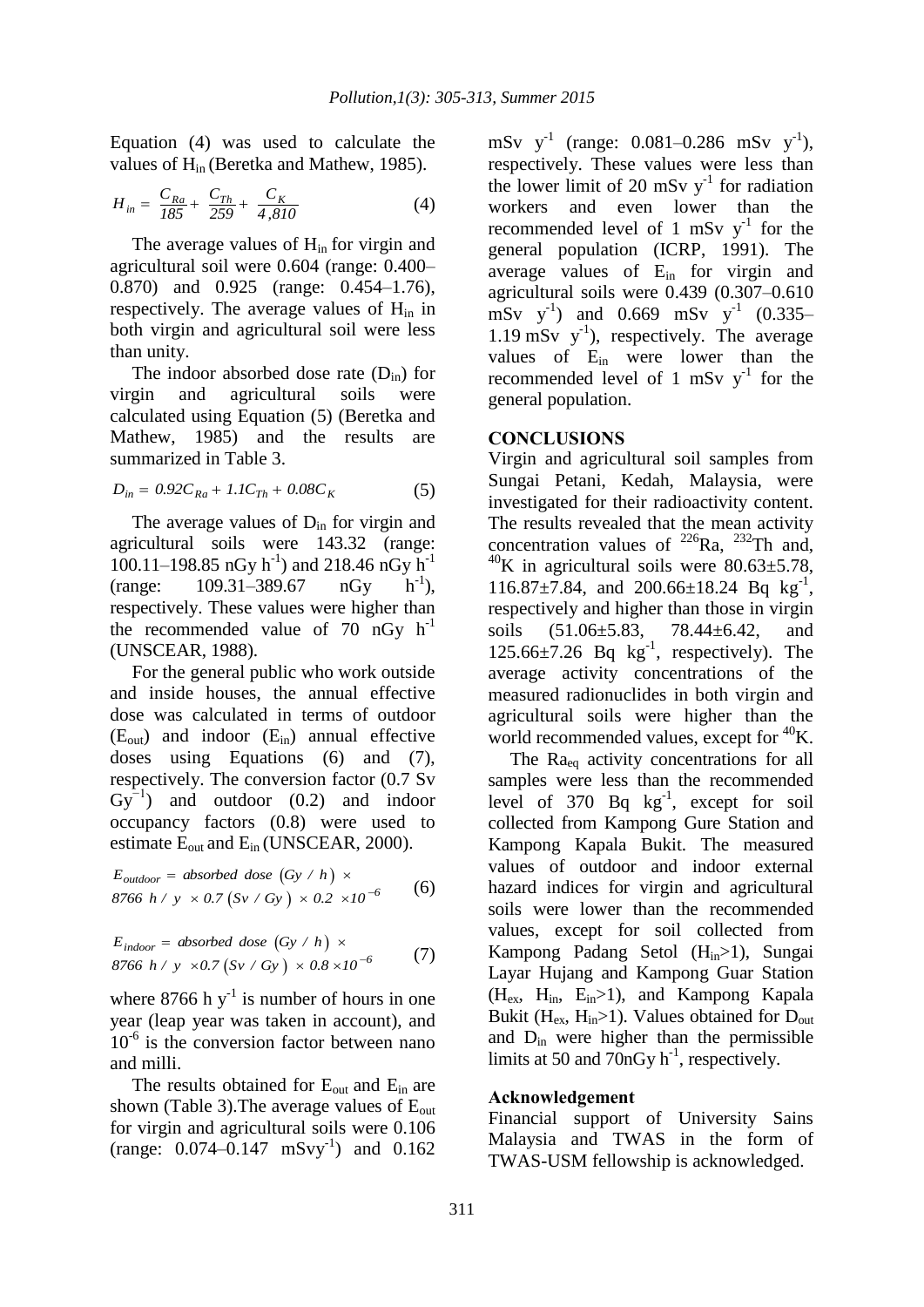Equation (4) was used to calculate the values of $H_{in}$ (Beretka and Mathew, 1985).

$$H_{in} = \frac{C_{Ra}}{185} + \frac{C_{Th}}{259} + \frac{C_K}{4,810} \quad (4)$$

The average values of $H_{in}$ for virgin and agricultural soil were 0.604 (range: 0.400–0.870) and 0.925 (range: 0.454–1.76), respectively. The average values of $H_{in}$ in both virgin and agricultural soil were less than unity.

The indoor absorbed dose rate ($D_{in}$) for virgin and agricultural soils were calculated using Equation (5) (Beretka and Mathew, 1985) and the results are summarized in Table 3.

$$D_{in} = 0.92C_{Ra} + 1.1C_{Th} + 0.08C_K \quad (5)$$

The average values of $D_{in}$ for virgin and agricultural soils were 143.32 (range: 100.11–198.85 nGy $h^{-1}$) and 218.46 nGy $h^{-1}$ (range: 109.31–389.67 nGy $h^{-1}$), respectively. These values were higher than the recommended value of 70 nGy $h^{-1}$ (UNSCEAR, 1988).

For the general public who work outside and inside houses, the annual effective dose was calculated in terms of outdoor ($E_{out}$) and indoor ($E_{in}$) annual effective doses using Equations (6) and (7), respectively. The conversion factor (0.7 Sv $Gy^{-1}$) and outdoor (0.2) and indoor occupancy factors (0.8) were used to estimate $E_{out}$ and $E_{in}$ (UNSCEAR, 2000).

$$E_{outdoor} = absorbed\ dose\ (Gy\ /\ h) \times 8766\ h\ /\ y \times 0.7\ (Sv\ /\ Gy) \times 0.2 \times 10^{-6} \quad (6)$$

$$E_{indoor} = absorbed\ dose\ (Gy\ /\ h) \times 8766\ h\ /\ y \times 0.7\ (Sv\ /\ Gy) \times 0.8 \times 10^{-6} \quad (7)$$

where 8766 h $y^{-1}$ is number of hours in one year (leap year was taken in account), and $10^{-6}$ is the conversion factor between nano and milli.

The results obtained for $E_{out}$ and $E_{in}$ are shown (Table 3).The average values of $E_{out}$ for virgin and agricultural soils were 0.106 (range: 0.074–0.147 mSv$y^{-1}$) and 0.162 mSv $y^{-1}$ (range: 0.081–0.286 mSv $y^{-1}$), respectively. These values were less than the lower limit of 20 mSv $y^{-1}$ for radiation workers and even lower than the recommended level of 1 mSv $y^{-1}$ for the general population (ICRP, 1991). The average values of $E_{in}$ for virgin and agricultural soils were 0.439 (0.307–0.610 mSv $y^{-1}$) and 0.669 mSv $y^{-1}$ (0.335–1.19 mSv $y^{-1}$), respectively. The average values of $E_{in}$ were lower than the recommended level of 1 mSv $y^{-1}$ for the general population.

## CONCLUSIONS

Virgin and agricultural soil samples from Sungai Petani, Kedah, Malaysia, were investigated for their radioactivity content. The results revealed that the mean activity concentration values of $^{226}$Ra, $^{232}$Th and, $^{40}$K in agricultural soils were 80.63±5.78, 116.87±7.84, and 200.66±18.24 Bq $kg^{-1}$, respectively and higher than those in virgin soils (51.06±5.83, 78.44±6.42, and 125.66±7.26 Bq $kg^{-1}$, respectively). The average activity concentrations of the measured radionuclides in both virgin and agricultural soils were higher than the world recommended values, except for $^{40}$K.

The $Ra_{eq}$ activity concentrations for all samples were less than the recommended level of 370 Bq $kg^{-1}$, except for soil collected from Kampong Gure Station and Kampong Kapala Bukit. The measured values of outdoor and indoor external hazard indices for virgin and agricultural soils were lower than the recommended values, except for soil collected from Kampong Padang Setol ($H_{in}$>1), Sungai Layar Hujang and Kampong Guar Station ($H_{ex}$, $H_{in}$, $E_{in}$>1), and Kampong Kapala Bukit ($H_{ex}$, $H_{in}$>1). Values obtained for $D_{out}$ and $D_{in}$ were higher than the permissible limits at 50 and 70nGy $h^{-1}$, respectively.

### Acknowledgement

Financial support of University Sains Malaysia and TWAS in the form of TWAS-USM fellowship is acknowledged.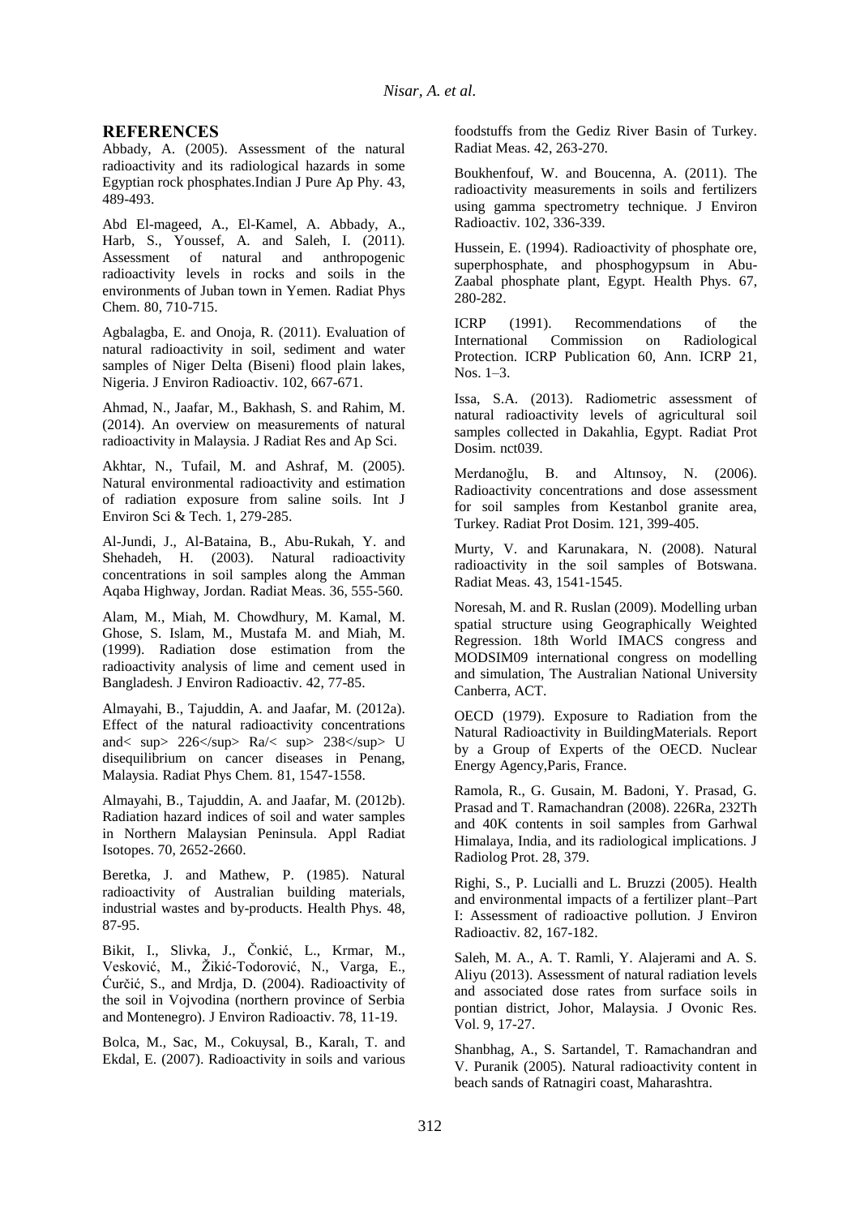## REFERENCES

Abbady, A. (2005). Assessment of the natural radioactivity and its radiological hazards in some Egyptian rock phosphates.Indian J Pure Ap Phy. 43, 489-493.

Abd El-mageed, A., El-Kamel, A. Abbady, A., Harb, S., Youssef, A. and Saleh, I. (2011). Assessment of natural and anthropogenic radioactivity levels in rocks and soils in the environments of Juban town in Yemen. Radiat Phys Chem. 80, 710-715.

Agbalagba, E. and Onoja, R. (2011). Evaluation of natural radioactivity in soil, sediment and water samples of Niger Delta (Biseni) flood plain lakes, Nigeria. J Environ Radioactiv. 102, 667-671.

Ahmad, N., Jaafar, M., Bakhash, S. and Rahim, M. (2014). An overview on measurements of natural radioactivity in Malaysia. J Radiat Res and Ap Sci.

Akhtar, N., Tufail, M. and Ashraf, M. (2005). Natural environmental radioactivity and estimation of radiation exposure from saline soils. Int J Environ Sci & Tech. 1, 279-285.

Al-Jundi, J., Al-Bataina, B., Abu-Rukah, Y. and Shehadeh, H. (2003). Natural radioactivity concentrations in soil samples along the Amman Aqaba Highway, Jordan. Radiat Meas. 36, 555-560.

Alam, M., Miah, M. Chowdhury, M. Kamal, M. Ghose, S. Islam, M., Mustafa M. and Miah, M. (1999). Radiation dose estimation from the radioactivity analysis of lime and cement used in Bangladesh. J Environ Radioactiv. 42, 77-85.

Almayahi, B., Tajuddin, A. and Jaafar, M. (2012a). Effect of the natural radioactivity concentrations and< sup> 226</sup> Ra/< sup> 238</sup> U disequilibrium on cancer diseases in Penang, Malaysia. Radiat Phys Chem. 81, 1547-1558.

Almayahi, B., Tajuddin, A. and Jaafar, M. (2012b). Radiation hazard indices of soil and water samples in Northern Malaysian Peninsula. Appl Radiat Isotopes. 70, 2652-2660.

Beretka, J. and Mathew, P. (1985). Natural radioactivity of Australian building materials, industrial wastes and by-products. Health Phys. 48, 87-95.

Bikit, I., Slivka, J., Čonkić, L., Krmar, M., Vesković, M., Žikić-Todorović, N., Varga, E., Ćurčić, S., and Mrdja, D. (2004). Radioactivity of the soil in Vojvodina (northern province of Serbia and Montenegro). J Environ Radioactiv. 78, 11-19.

Bolca, M., Sac, M., Cokuysal, B., Karalı, T. and Ekdal, E. (2007). Radioactivity in soils and various foodstuffs from the Gediz River Basin of Turkey. Radiat Meas. 42, 263-270.

Boukhenfouf, W. and Boucenna, A. (2011). The radioactivity measurements in soils and fertilizers using gamma spectrometry technique. J Environ Radioactiv. 102, 336-339.

Hussein, E. (1994). Radioactivity of phosphate ore, superphosphate, and phosphogypsum in Abu-Zaabal phosphate plant, Egypt. Health Phys. 67, 280-282.

ICRP (1991). Recommendations of the International Commission on Radiological Protection. ICRP Publication 60, Ann. ICRP 21, Nos. 1–3.

Issa, S.A. (2013). Radiometric assessment of natural radioactivity levels of agricultural soil samples collected in Dakahlia, Egypt. Radiat Prot Dosim. nct039.

Merdanoğlu, B. and Altınsoy, N. (2006). Radioactivity concentrations and dose assessment for soil samples from Kestanbol granite area, Turkey. Radiat Prot Dosim. 121, 399-405.

Murty, V. and Karunakara, N. (2008). Natural radioactivity in the soil samples of Botswana. Radiat Meas. 43, 1541-1545.

Noresah, M. and R. Ruslan (2009). Modelling urban spatial structure using Geographically Weighted Regression. 18th World IMACS congress and MODSIM09 international congress on modelling and simulation, The Australian National University Canberra, ACT.

OECD (1979). Exposure to Radiation from the Natural Radioactivity in BuildingMaterials. Report by a Group of Experts of the OECD. Nuclear Energy Agency,Paris, France.

Ramola, R., G. Gusain, M. Badoni, Y. Prasad, G. Prasad and T. Ramachandran (2008). 226Ra, 232Th and 40K contents in soil samples from Garhwal Himalaya, India, and its radiological implications. J Radiolog Prot. 28, 379.

Righi, S., P. Lucialli and L. Bruzzi (2005). Health and environmental impacts of a fertilizer plant–Part I: Assessment of radioactive pollution. J Environ Radioactiv. 82, 167-182.

Saleh, M. A., A. T. Ramli, Y. Alajerami and A. S. Aliyu (2013). Assessment of natural radiation levels and associated dose rates from surface soils in pontian district, Johor, Malaysia. J Ovonic Res. Vol. 9, 17-27.

Shanbhag, A., S. Sartandel, T. Ramachandran and V. Puranik (2005). Natural radioactivity content in beach sands of Ratnagiri coast, Maharashtra.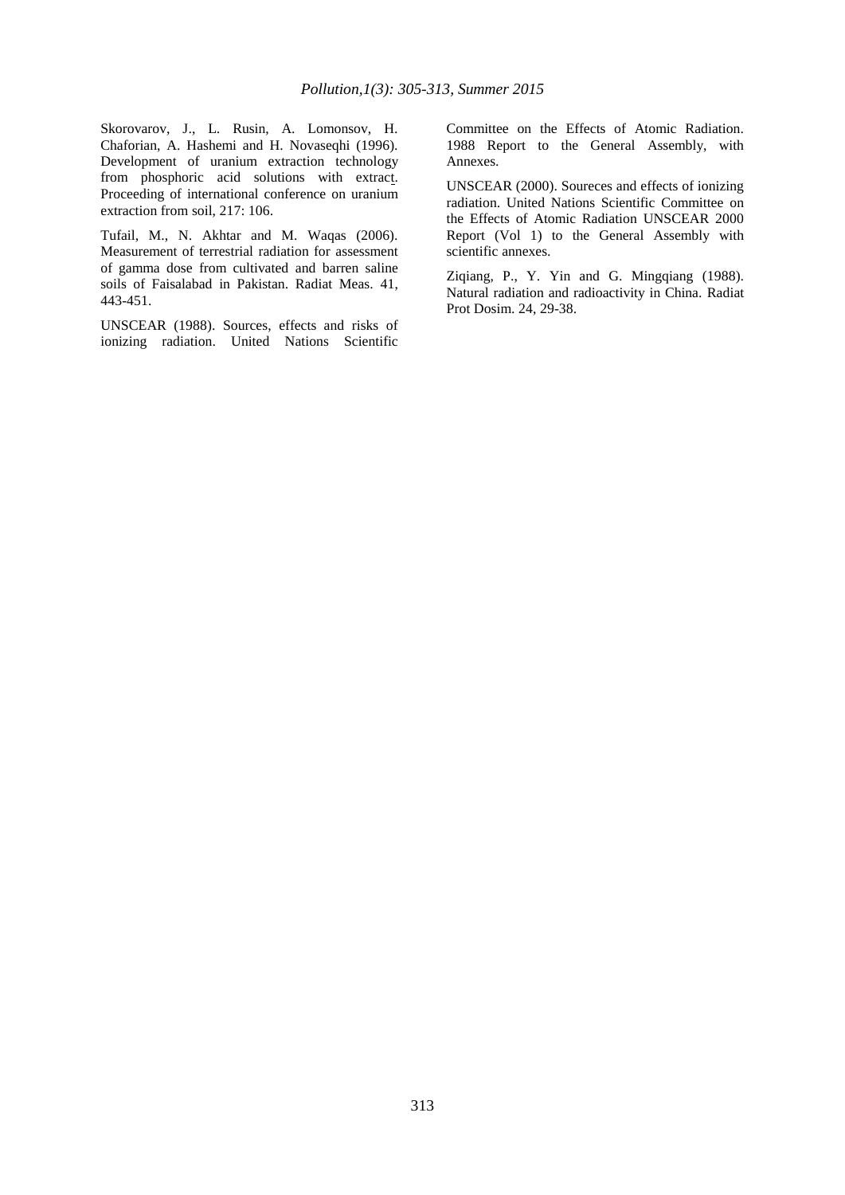Skorovarov, J., L. Rusin, A. Lomonsov, H. Chaforian, A. Hashemi and H. Novaseqhi (1996). Development of uranium extraction technology from phosphoric acid solutions with extract. Proceeding of international conference on uranium extraction from soil, 217: 106.

Tufail, M., N. Akhtar and M. Waqas (2006). Measurement of terrestrial radiation for assessment of gamma dose from cultivated and barren saline soils of Faisalabad in Pakistan. Radiat Meas. 41, 443-451.

UNSCEAR (1988). Sources, effects and risks of ionizing radiation. United Nations Scientific Committee on the Effects of Atomic Radiation. 1988 Report to the General Assembly, with Annexes.

UNSCEAR (2000). Soureces and effects of ionizing radiation. United Nations Scientific Committee on the Effects of Atomic Radiation UNSCEAR 2000 Report (Vol 1) to the General Assembly with scientific annexes.

Ziqiang, P., Y. Yin and G. Mingqiang (1988). Natural radiation and radioactivity in China. Radiat Prot Dosim. 24, 29-38.